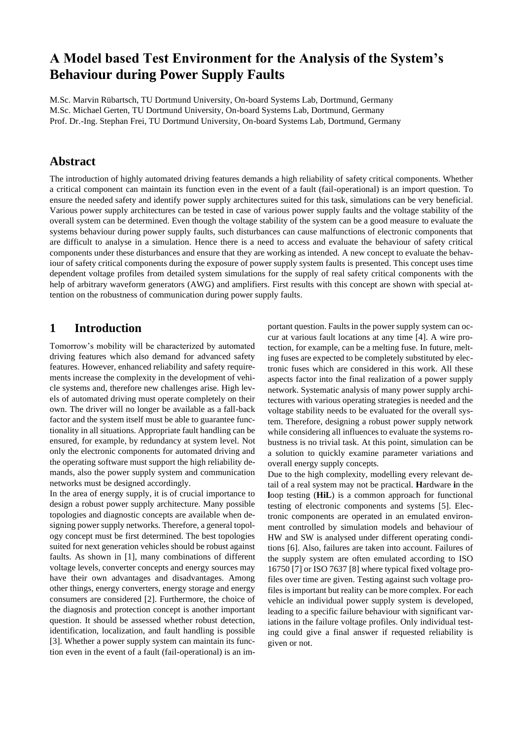# A Model based Test Environment for the Analysis of the System's Behaviour during Power Supply Faults

M.Sc. Marvin Rübartsch, TU Dortmund University, On-board Systems Lab, Dortmund, Germany
M.Sc. Michael Gerten, TU Dortmund University, On-board Systems Lab, Dortmund, Germany
Prof. Dr.-Ing. Stephan Frei, TU Dortmund University, On-board Systems Lab, Dortmund, Germany

## Abstract

The introduction of highly automated driving features demands a high reliability of safety critical components. Whether a critical component can maintain its function even in the event of a fault (fail-operational) is an import question. To ensure the needed safety and identify power supply architectures suited for this task, simulations can be very beneficial. Various power supply architectures can be tested in case of various power supply faults and the voltage stability of the overall system can be determined. Even though the voltage stability of the system can be a good measure to evaluate the systems behaviour during power supply faults, such disturbances can cause malfunctions of electronic components that are difficult to analyse in a simulation. Hence there is a need to access and evaluate the behaviour of safety critical components under these disturbances and ensure that they are working as intended. A new concept to evaluate the behaviour of safety critical components during the exposure of power supply system faults is presented. This concept uses time dependent voltage profiles from detailed system simulations for the supply of real safety critical components with the help of arbitrary waveform generators (AWG) and amplifiers. First results with this concept are shown with special attention on the robustness of communication during power supply faults.

## 1 Introduction

Tomorrow's mobility will be characterized by automated driving features which also demand for advanced safety features. However, enhanced reliability and safety requirements increase the complexity in the development of vehicle systems and, therefore new challenges arise. High levels of automated driving must operate completely on their own. The driver will no longer be available as a fall-back factor and the system itself must be able to guarantee functionality in all situations. Appropriate fault handling can be ensured, for example, by redundancy at system level. Not only the electronic components for automated driving and the operating software must support the high reliability demands, also the power supply system and communication networks must be designed accordingly.

In the area of energy supply, it is of crucial importance to design a robust power supply architecture. Many possible topologies and diagnostic concepts are available when designing power supply networks. Therefore, a general topology concept must be first determined. The best topologies suited for next generation vehicles should be robust against faults. As shown in [1], many combinations of different voltage levels, converter concepts and energy sources may have their own advantages and disadvantages. Among other things, energy converters, energy storage and energy consumers are considered [2]. Furthermore, the choice of the diagnosis and protection concept is another important question. It should be assessed whether robust detection, identification, localization, and fault handling is possible [3]. Whether a power supply system can maintain its function even in the event of a fault (fail-operational) is an important question. Faults in the power supply system can occur at various fault locations at any time [4]. A wire protection, for example, can be a melting fuse. In future, melting fuses are expected to be completely substituted by electronic fuses which are considered in this work. All these aspects factor into the final realization of a power supply network. Systematic analysis of many power supply architectures with various operating strategies is needed and the voltage stability needs to be evaluated for the overall system. Therefore, designing a robust power supply network while considering all influences to evaluate the systems robustness is no trivial task. At this point, simulation can be a solution to quickly examine parameter variations and overall energy supply concepts.

Due to the high complexity, modelling every relevant detail of a real system may not be practical. **H**ardware **i**n the **l**oop testing (**HiL**) is a common approach for functional testing of electronic components and systems [5]. Electronic components are operated in an emulated environment controlled by simulation models and behaviour of HW and SW is analysed under different operating conditions [6]. Also, failures are taken into account. Failures of the supply system are often emulated according to ISO 16750 [7] or ISO 7637 [8] where typical fixed voltage profiles over time are given. Testing against such voltage profiles is important but reality can be more complex. For each vehicle an individual power supply system is developed, leading to a specific failure behaviour with significant variations in the failure voltage profiles. Only individual testing could give a final answer if requested reliability is given or not.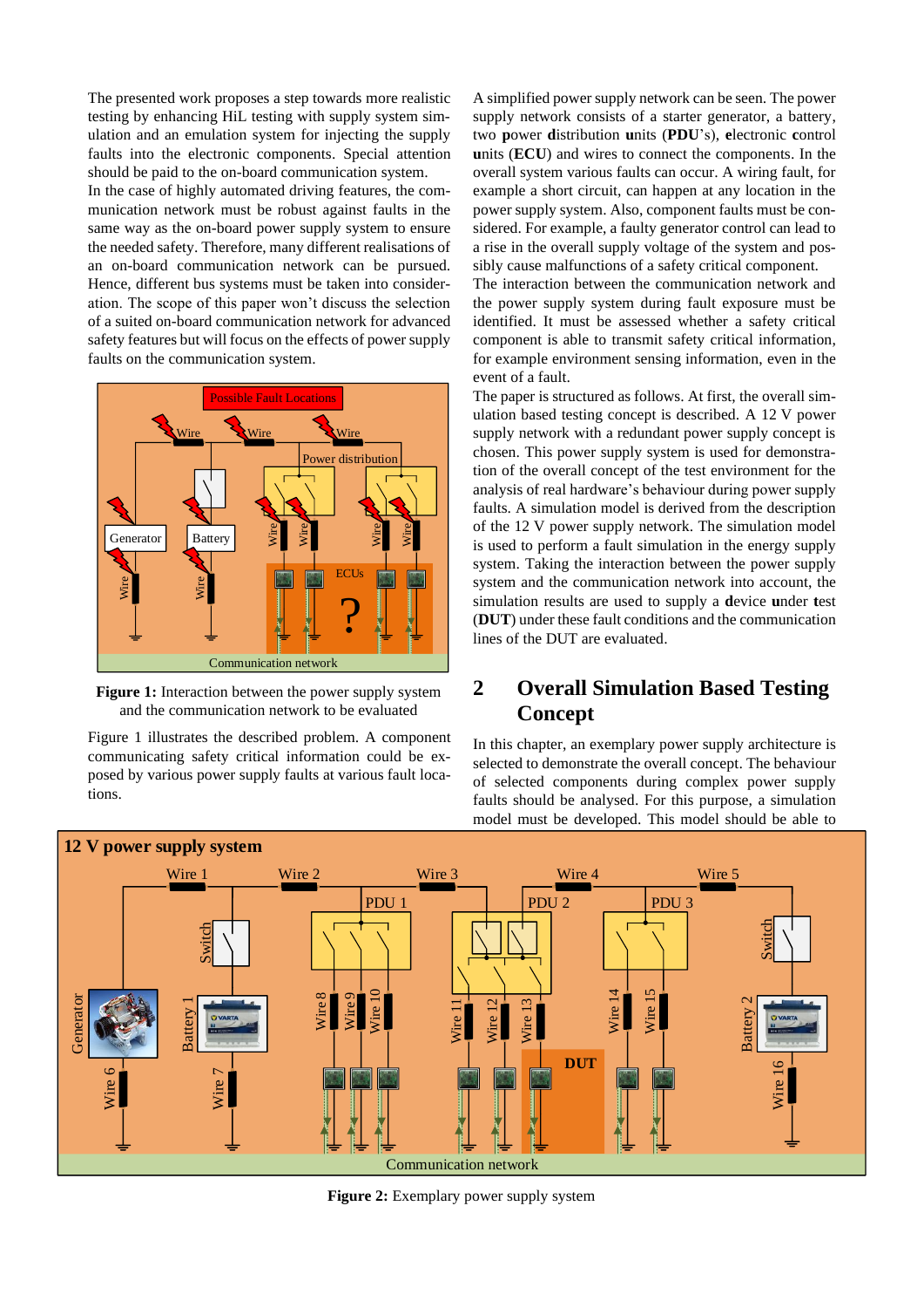The presented work proposes a step towards more realistic testing by enhancing HiL testing with supply system simulation and an emulation system for injecting the supply faults into the electronic components. Special attention should be paid to the on-board communication system.
In the case of highly automated driving features, the communication network must be robust against faults in the same way as the on-board power supply system to ensure the needed safety. Therefore, many different realisations of an on-board communication network can be pursued. Hence, different bus systems must be taken into consideration. The scope of this paper won't discuss the selection of a suited on-board communication network for advanced safety features but will focus on the effects of power supply faults on the communication system.

**Figure 1:** Interaction between the power supply system and the communication network to be evaluated

Figure 1 illustrates the described problem. A component communicating safety critical information could be exposed by various power supply faults at various fault locations.

A simplified power supply network can be seen. The power supply network consists of a starter generator, a battery, two **p**ower **d**istribution **u**nits (**PDU**'s), **e**lectronic **c**ontrol **u**nits (**ECU**) and wires to connect the components. In the overall system various faults can occur. A wiring fault, for example a short circuit, can happen at any location in the power supply system. Also, component faults must be considered. For example, a faulty generator control can lead to a rise in the overall supply voltage of the system and possibly cause malfunctions of a safety critical component.
The interaction between the communication network and the power supply system during fault exposure must be identified. It must be assessed whether a safety critical component is able to transmit safety critical information, for example environment sensing information, even in the event of a fault.
The paper is structured as follows. At first, the overall simulation based testing concept is described. A 12 V power supply network with a redundant power supply concept is chosen. This power supply system is used for demonstration of the overall concept of the test environment for the analysis of real hardware's behaviour during power supply faults. A simulation model is derived from the description of the 12 V power supply network. The simulation model is used to perform a fault simulation in the energy supply system. Taking the interaction between the power supply system and the communication network into account, the simulation results are used to supply a **d**evice **u**nder **t**est (**DUT**) under these fault conditions and the communication lines of the DUT are evaluated.

## 2 Overall Simulation Based Testing Concept

In this chapter, an exemplary power supply architecture is selected to demonstrate the overall concept. The behaviour of selected components during complex power supply faults should be analysed. For this purpose, a simulation model must be developed. This model should be able to

**Figure 2:** Exemplary power supply system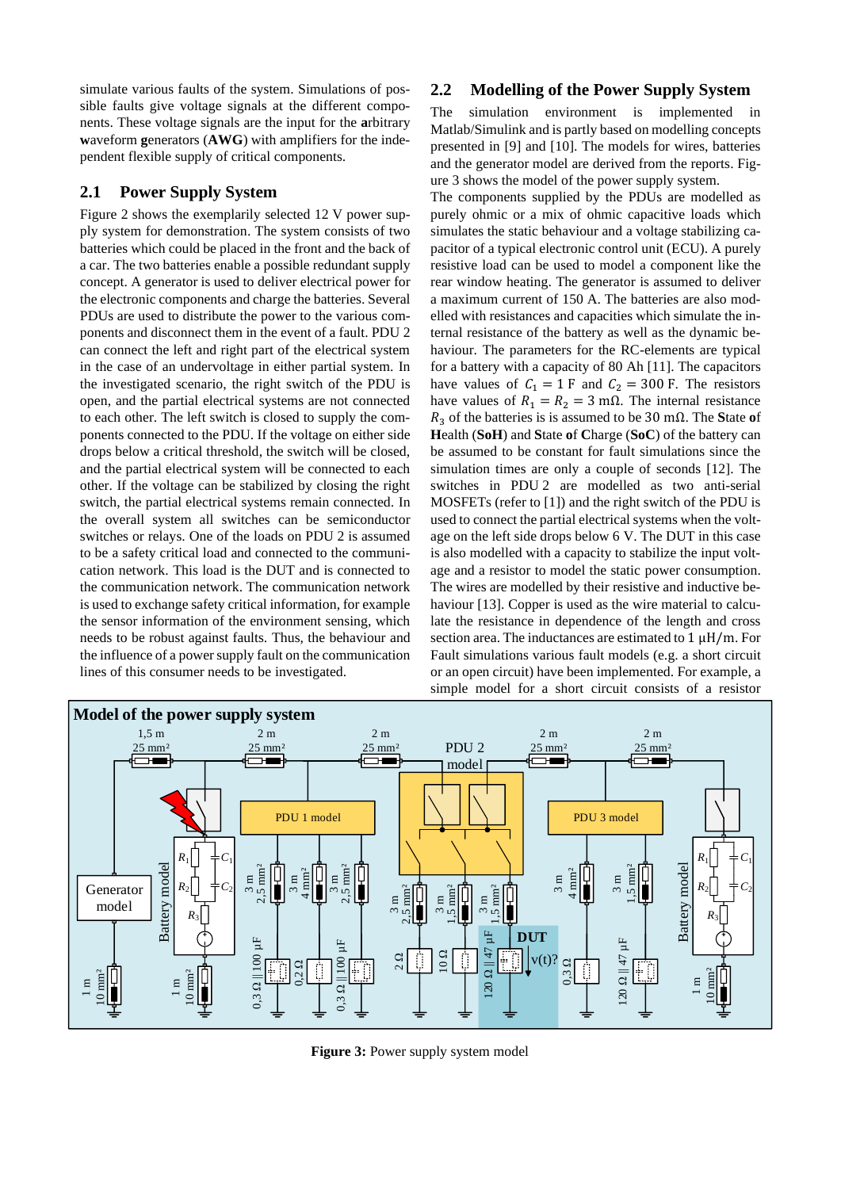simulate various faults of the system. Simulations of possible faults give voltage signals at the different components. These voltage signals are the input for the **a**rbitrary **w**aveform **g**enerators (**AWG**) with amplifiers for the independent flexible supply of critical components.

## 2.1 Power Supply System

Figure 2 shows the exemplarily selected 12 V power supply system for demonstration. The system consists of two batteries which could be placed in the front and the back of a car. The two batteries enable a possible redundant supply concept. A generator is used to deliver electrical power for the electronic components and charge the batteries. Several PDUs are used to distribute the power to the various components and disconnect them in the event of a fault. PDU 2 can connect the left and right part of the electrical system in the case of an undervoltage in either partial system. In the investigated scenario, the right switch of the PDU is open, and the partial electrical systems are not connected to each other. The left switch is closed to supply the components connected to the PDU. If the voltage on either side drops below a critical threshold, the switch will be closed, and the partial electrical system will be connected to each other. If the voltage can be stabilized by closing the right switch, the partial electrical systems remain connected. In the overall system all switches can be semiconductor switches or relays. One of the loads on PDU 2 is assumed to be a safety critical load and connected to the communication network. This load is the DUT and is connected to the communication network. The communication network is used to exchange safety critical information, for example the sensor information of the environment sensing, which needs to be robust against faults. Thus, the behaviour and the influence of a power supply fault on the communication lines of this consumer needs to be investigated.

## 2.2 Modelling of the Power Supply System

The simulation environment is implemented in Matlab/Simulink and is partly based on modelling concepts presented in [9] and [10]. The models for wires, batteries and the generator model are derived from the reports. Figure 3 shows the model of the power supply system.

The components supplied by the PDUs are modelled as purely ohmic or a mix of ohmic capacitive loads which simulates the static behaviour and a voltage stabilizing capacitor of a typical electronic control unit (ECU). A purely resistive load can be used to model a component like the rear window heating. The generator is assumed to deliver a maximum current of 150 A. The batteries are also modelled with resistances and capacities which simulate the internal resistance of the battery as well as the dynamic behaviour. The parameters for the RC-elements are typical for a battery with a capacity of 80 Ah [11]. The capacitors have values of $C_1 = 1\ \mathrm{F}$ and $C_2 = 300\ \mathrm{F}$. The resistors have values of $R_1 = R_2 = 3\ \mathrm{m\Omega}$. The internal resistance $R_3$ of the batteries is is assumed to be $30\ \mathrm{m\Omega}$. The **S**tate **o**f **H**ealth (**SoH**) and **S**tate **o**f **C**harge (**SoC**) of the battery can be assumed to be constant for fault simulations since the simulation times are only a couple of seconds [12]. The switches in PDU 2 are modelled as two anti-serial MOSFETs (refer to [1]) and the right switch of the PDU is used to connect the partial electrical systems when the voltage on the left side drops below 6 V. The DUT in this case is also modelled with a capacity to stabilize the input voltage and a resistor to model the static power consumption. The wires are modelled by their resistive and inductive behaviour [13]. Copper is used as the wire material to calculate the resistance in dependence of the length and cross section area. The inductances are estimated to $1\ \mathrm{\mu H/m}$. For Fault simulations various fault models (e.g. a short circuit or an open circuit) have been implemented. For example, a simple model for a short circuit consists of a resistor

**Figure 3:** Power supply system model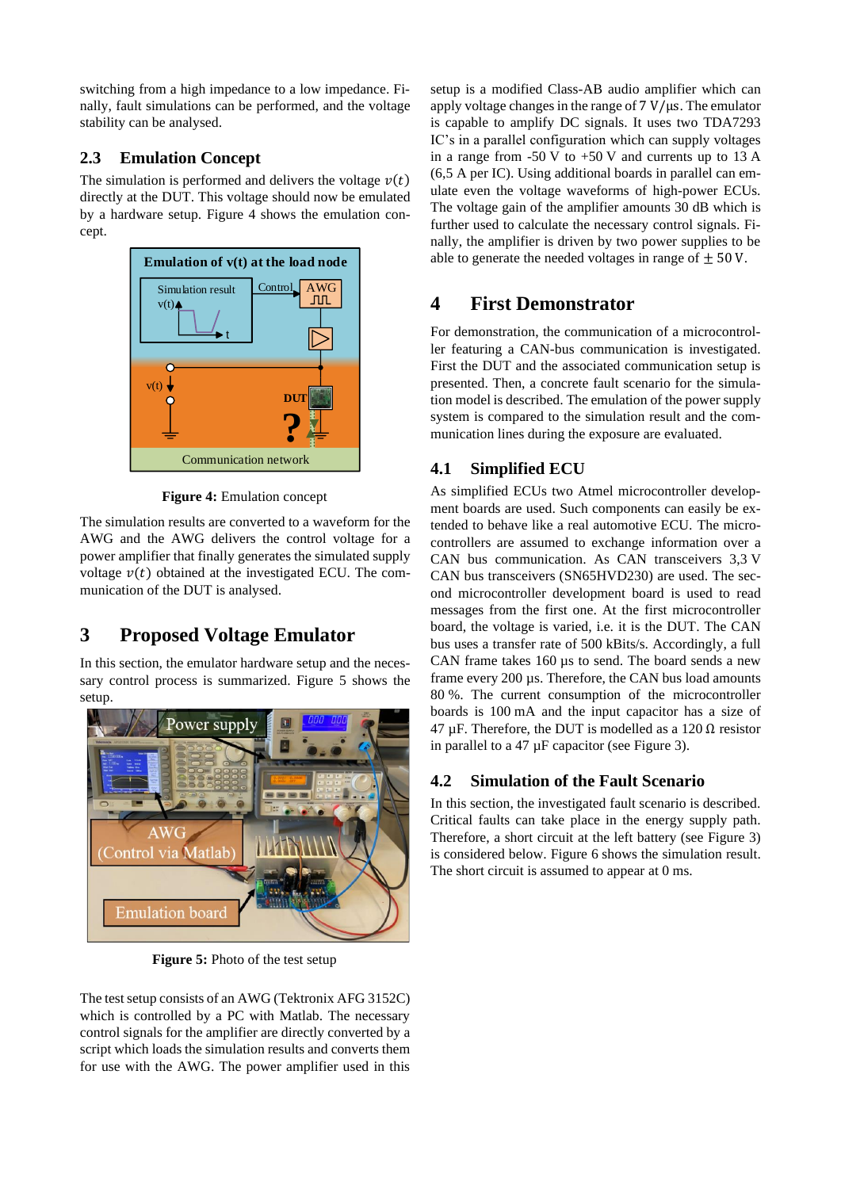switching from a high impedance to a low impedance. Finally, fault simulations can be performed, and the voltage stability can be analysed.

## 2.3 Emulation Concept

The simulation is performed and delivers the voltage $v(t)$ directly at the DUT. This voltage should now be emulated by a hardware setup. Figure 4 shows the emulation concept.

**Figure 4:** Emulation concept

The simulation results are converted to a waveform for the AWG and the AWG delivers the control voltage for a power amplifier that finally generates the simulated supply voltage $v(t)$ obtained at the investigated ECU. The communication of the DUT is analysed.

# 3 Proposed Voltage Emulator

In this section, the emulator hardware setup and the necessary control process is summarized. Figure 5 shows the setup.

**Figure 5:** Photo of the test setup

The test setup consists of an AWG (Tektronix AFG 3152C) which is controlled by a PC with Matlab. The necessary control signals for the amplifier are directly converted by a script which loads the simulation results and converts them for use with the AWG. The power amplifier used in this setup is a modified Class-AB audio amplifier which can apply voltage changes in the range of 7 V/µs. The emulator is capable to amplify DC signals. It uses two TDA7293 IC's in a parallel configuration which can supply voltages in a range from -50 V to +50 V and currents up to 13 A (6,5 A per IC). Using additional boards in parallel can emulate even the voltage waveforms of high-power ECUs. The voltage gain of the amplifier amounts 30 dB which is further used to calculate the necessary control signals. Finally, the amplifier is driven by two power supplies to be able to generate the needed voltages in range of $\pm$ 50 V.

# 4 First Demonstrator

For demonstration, the communication of a microcontroller featuring a CAN-bus communication is investigated. First the DUT and the associated communication setup is presented. Then, a concrete fault scenario for the simulation model is described. The emulation of the power supply system is compared to the simulation result and the communication lines during the exposure are evaluated.

## 4.1 Simplified ECU

As simplified ECUs two Atmel microcontroller development boards are used. Such components can easily be extended to behave like a real automotive ECU. The microcontrollers are assumed to exchange information over a CAN bus communication. As CAN transceivers 3,3 V CAN bus transceivers (SN65HVD230) are used. The second microcontroller development board is used to read messages from the first one. At the first microcontroller board, the voltage is varied, i.e. it is the DUT. The CAN bus uses a transfer rate of 500 kBits/s. Accordingly, a full CAN frame takes 160 µs to send. The board sends a new frame every 200 µs. Therefore, the CAN bus load amounts 80 %. The current consumption of the microcontroller boards is 100 mA and the input capacitor has a size of 47 µF. Therefore, the DUT is modelled as a 120 Ω resistor in parallel to a 47 µF capacitor (see Figure 3).

## 4.2 Simulation of the Fault Scenario

In this section, the investigated fault scenario is described. Critical faults can take place in the energy supply path. Therefore, a short circuit at the left battery (see Figure 3) is considered below. Figure 6 shows the simulation result. The short circuit is assumed to appear at 0 ms.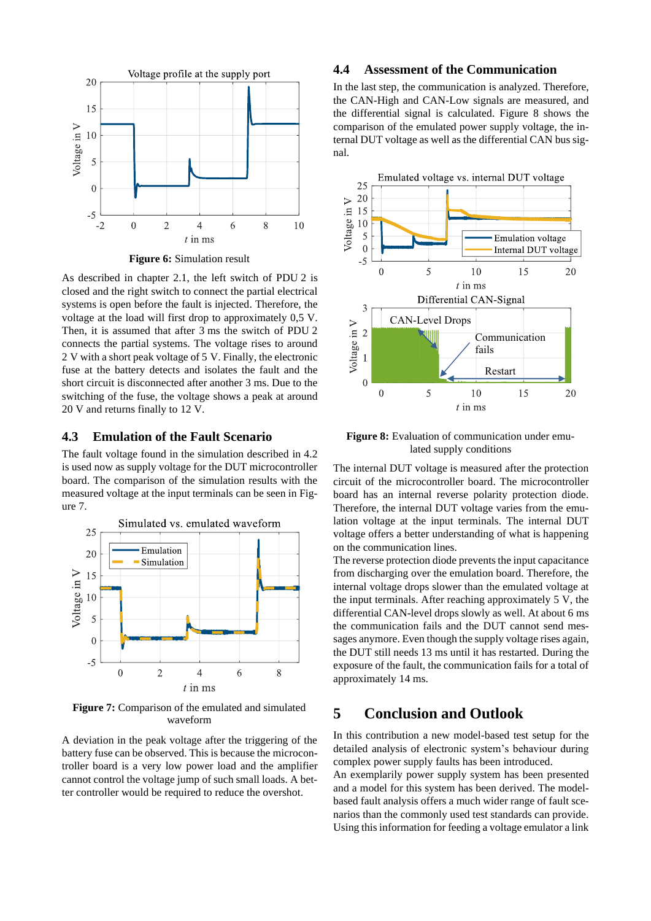Figure 6: Simulation result

As described in chapter 2.1, the left switch of PDU 2 is closed and the right switch to connect the partial electrical systems is open before the fault is injected. Therefore, the voltage at the load will first drop to approximately 0,5 V. Then, it is assumed that after 3 ms the switch of PDU 2 connects the partial systems. The voltage rises to around 2 V with a short peak voltage of 5 V. Finally, the electronic fuse at the battery detects and isolates the fault and the short circuit is disconnected after another 3 ms. Due to the switching of the fuse, the voltage shows a peak at around 20 V and returns finally to 12 V.

## 4.3 Emulation of the Fault Scenario

The fault voltage found in the simulation described in 4.2 is used now as supply voltage for the DUT microcontroller board. The comparison of the simulation results with the measured voltage at the input terminals can be seen in Figure 7.

**Figure 7:** Comparison of the emulated and simulated waveform

A deviation in the peak voltage after the triggering of the battery fuse can be observed. This is because the microcontroller board is a very low power load and the amplifier cannot control the voltage jump of such small loads. A better controller would be required to reduce the overshot.

## 4.4 Assessment of the Communication

In the last step, the communication is analyzed. Therefore, the CAN-High and CAN-Low signals are measured, and the differential signal is calculated. Figure 8 shows the comparison of the emulated power supply voltage, the internal DUT voltage as well as the differential CAN bus signal.

**Figure 8:** Evaluation of communication under emulated supply conditions

The internal DUT voltage is measured after the protection circuit of the microcontroller board. The microcontroller board has an internal reverse polarity protection diode. Therefore, the internal DUT voltage varies from the emulation voltage at the input terminals. The internal DUT voltage offers a better understanding of what is happening on the communication lines.

The reverse protection diode prevents the input capacitance from discharging over the emulation board. Therefore, the internal voltage drops slower than the emulated voltage at the input terminals. After reaching approximately 5 V, the differential CAN-level drops slowly as well. At about 6 ms the communication fails and the DUT cannot send messages anymore. Even though the supply voltage rises again, the DUT still needs 13 ms until it has restarted. During the exposure of the fault, the communication fails for a total of approximately 14 ms.

# 5 Conclusion and Outlook

In this contribution a new model-based test setup for the detailed analysis of electronic system's behaviour during complex power supply faults has been introduced.

An exemplarily power supply system has been presented and a model for this system has been derived. The model-based fault analysis offers a much wider range of fault scenarios than the commonly used test standards can provide. Using this information for feeding a voltage emulator a link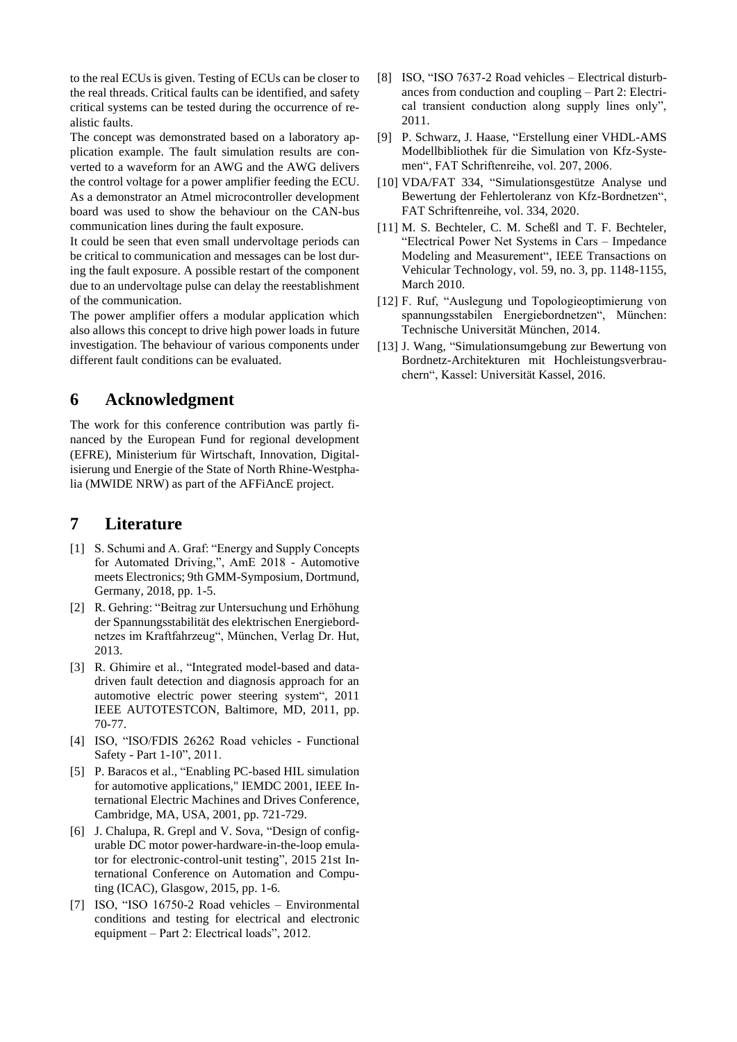to the real ECUs is given. Testing of ECUs can be closer to the real threads. Critical faults can be identified, and safety critical systems can be tested during the occurrence of realistic faults.

The concept was demonstrated based on a laboratory application example. The fault simulation results are converted to a waveform for an AWG and the AWG delivers the control voltage for a power amplifier feeding the ECU. As a demonstrator an Atmel microcontroller development board was used to show the behaviour on the CAN-bus communication lines during the fault exposure.

It could be seen that even small undervoltage periods can be critical to communication and messages can be lost during the fault exposure. A possible restart of the component due to an undervoltage pulse can delay the reestablishment of the communication.

The power amplifier offers a modular application which also allows this concept to drive high power loads in future investigation. The behaviour of various components under different fault conditions can be evaluated.

# 6 Acknowledgment

The work for this conference contribution was partly financed by the European Fund for regional development (EFRE), Ministerium für Wirtschaft, Innovation, Digitalisierung und Energie of the State of North Rhine-Westphalia (MWIDE NRW) as part of the AFFiAncE project.

# 7 Literature

[1] S. Schumi and A. Graf: "Energy and Supply Concepts for Automated Driving,", AmE 2018 - Automotive meets Electronics; 9th GMM-Symposium, Dortmund, Germany, 2018, pp. 1-5.

[2] R. Gehring: "Beitrag zur Untersuchung und Erhöhung der Spannungsstabilität des elektrischen Energiebordnetzes im Kraftfahrzeug", München, Verlag Dr. Hut, 2013.

[3] R. Ghimire et al., "Integrated model-based and data-driven fault detection and diagnosis approach for an automotive electric power steering system", 2011 IEEE AUTOTESTCON, Baltimore, MD, 2011, pp. 70-77.

[4] ISO, "ISO/FDIS 26262 Road vehicles - Functional Safety - Part 1-10", 2011.

[5] P. Baracos et al., "Enabling PC-based HIL simulation for automotive applications," IEMDC 2001, IEEE International Electric Machines and Drives Conference, Cambridge, MA, USA, 2001, pp. 721-729.

[6] J. Chalupa, R. Grepl and V. Sova, "Design of configurable DC motor power-hardware-in-the-loop emulator for electronic-control-unit testing", 2015 21st International Conference on Automation and Computing (ICAC), Glasgow, 2015, pp. 1-6.

[7] ISO, "ISO 16750-2 Road vehicles – Environmental conditions and testing for electrical and electronic equipment – Part 2: Electrical loads", 2012.

[8] ISO, "ISO 7637-2 Road vehicles – Electrical disturbances from conduction and coupling – Part 2: Electrical transient conduction along supply lines only", 2011.

[9] P. Schwarz, J. Haase, "Erstellung einer VHDL-AMS Modellbibliothek für die Simulation von Kfz-Systemen", FAT Schriftenreihe, vol. 207, 2006.

[10] VDA/FAT 334, "Simulationsgestütze Analyse und Bewertung der Fehlertoleranz von Kfz-Bordnetzen", FAT Schriftenreihe, vol. 334, 2020.

[11] M. S. Bechteler, C. M. Scheßl and T. F. Bechteler, "Electrical Power Net Systems in Cars – Impedance Modeling and Measurement", IEEE Transactions on Vehicular Technology, vol. 59, no. 3, pp. 1148-1155, March 2010.

[12] F. Ruf, "Auslegung und Topologieoptimierung von spannungsstabilen Energiebordnetzen", München: Technische Universität München, 2014.

[13] J. Wang, "Simulationsumgebung zur Bewertung von Bordnetz-Architekturen mit Hochleistungsverbrauchern", Kassel: Universität Kassel, 2016.